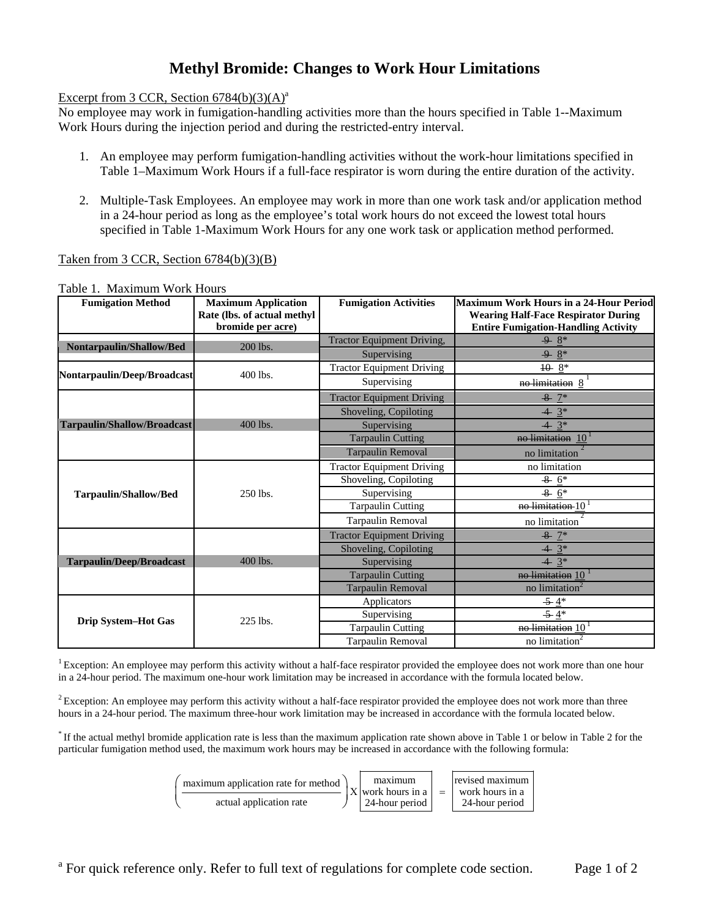# Methyl Bromide: Changes to Work Hour Limitations

Excerpt from 3 CCR, Section 6784(b)(3)(A)[a]

No employee may work in fumigation-handling activities more than the hours specified in Table 1--Maximum Work Hours during the injection period and during the restricted-entry interval.

1. An employee may perform fumigation-handling activities without the work-hour limitations specified in Table 1–Maximum Work Hours if a full-face respirator is worn during the entire duration of the activity.

2. Multiple-Task Employees. An employee may work in more than one work task and/or application method in a 24-hour period as long as the employee's total work hours do not exceed the lowest total hours specified in Table 1-Maximum Work Hours for any one work task or application method performed.

Taken from 3 CCR, Section 6784(b)(3)(B)

Table 1. Maximum Work Hours

| Fumigation Method | Maximum Application Rate (lbs. of actual methyl bromide per acre) | Fumigation Activities | Maximum Work Hours in a 24-Hour Period Wearing Half-Face Respirator During Entire Fumigation-Handling Activity |
|---|---|---|---|
| Nontarpaulin/Shallow/Bed | 200 lbs. | Tractor Equipment Driving, | ~~9~~ 8* |
| | | Supervising | ~~9~~ 8* |
| Nontarpaulin/Deep/Broadcast | 400 lbs. | Tractor Equipment Driving | ~~10~~ 8* |
| | | Supervising | ~~no limitation~~ 8 [1] |
| Tarpaulin/Shallow/Broadcast | 400 lbs. | Tractor Equipment Driving | ~~8~~ 7* |
| | | Shoveling, Copiloting | ~~4~~ 3* |
| | | Supervising | ~~4~~ 3* |
| | | Tarpaulin Cutting | ~~no limitation~~ 10 [1] |
| | | Tarpaulin Removal | no limitation [2] |
| Tarpaulin/Shallow/Bed | 250 lbs. | Tractor Equipment Driving | no limitation |
| | | Shoveling, Copiloting | ~~8~~ 6* |
| | | Supervising | ~~8~~ 6* |
| | | Tarpaulin Cutting | ~~no limitation~~ 10 [1] |
| | | Tarpaulin Removal | no limitation [2] |
| Tarpaulin/Deep/Broadcast | 400 lbs. | Tractor Equipment Driving | ~~8~~ 7* |
| | | Shoveling, Copiloting | ~~4~~ 3* |
| | | Supervising | ~~4~~ 3* |
| | | Tarpaulin Cutting | ~~no limitation~~ 10 [1] |
| | | Tarpaulin Removal | no limitation [2] |
| Drip System–Hot Gas | 225 lbs. | Applicators | ~~5~~ 4* |
| | | Supervising | ~~5~~ 4* |
| | | Tarpaulin Cutting | ~~no limitation~~ 10 [1] |
| | | Tarpaulin Removal | no limitation [2] |

[1] Exception: An employee may perform this activity without a half-face respirator provided the employee does not work more than one hour in a 24-hour period. The maximum one-hour work limitation may be increased in accordance with the formula located below.

[2] Exception: An employee may perform this activity without a half-face respirator provided the employee does not work more than three hours in a 24-hour period. The maximum three-hour work limitation may be increased in accordance with the formula located below.

[*] If the actual methyl bromide application rate is less than the maximum application rate shown above in Table 1 or below in Table 2 for the particular fumigation method used, the maximum work hours may be increased in accordance with the following formula:

$$\left(\frac{\text{maximum application rate for method}}{\text{actual application rate}}\right) \times \boxed{\begin{array}{c}\text{maximum}\\ \text{work hours in a}\\ \text{24-hour period}\end{array}} = \boxed{\begin{array}{c}\text{revised maximum}\\ \text{work hours in a}\\ \text{24-hour period}\end{array}}$$

[a] For quick reference only. Refer to full text of regulations for complete code section.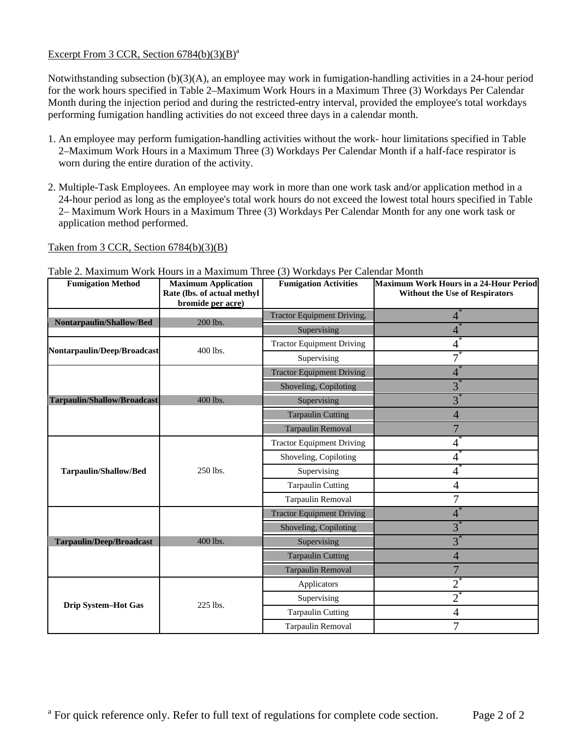Excerpt From 3 CCR, Section 6784(b)(3)(B)[a]

Notwithstanding subsection (b)(3)(A), an employee may work in fumigation-handling activities in a 24-hour period for the work hours specified in Table 2–Maximum Work Hours in a Maximum Three (3) Workdays Per Calendar Month during the injection period and during the restricted-entry interval, provided the employee's total workdays performing fumigation handling activities do not exceed three days in a calendar month.

1. An employee may perform fumigation-handling activities without the work- hour limitations specified in Table 2–Maximum Work Hours in a Maximum Three (3) Workdays Per Calendar Month if a half-face respirator is worn during the entire duration of the activity.

2. Multiple-Task Employees. An employee may work in more than one work task and/or application method in a 24-hour period as long as the employee's total work hours do not exceed the lowest total hours specified in Table 2– Maximum Work Hours in a Maximum Three (3) Workdays Per Calendar Month for any one work task or application method performed.

Taken from 3 CCR, Section 6784(b)(3)(B)

Table 2. Maximum Work Hours in a Maximum Three (3) Workdays Per Calendar Month

| Fumigation Method | Maximum Application Rate (lbs. of actual methyl bromide per acre) | Fumigation Activities | Maximum Work Hours in a 24-Hour Period Without the Use of Respirators |
|---|---|---|---|
| Nontarpaulin/Shallow/Bed | 200 lbs. | Tractor Equipment Driving, | 4* |
| | | Supervising | 4* |
| Nontarpaulin/Deep/Broadcast | 400 lbs. | Tractor Equipment Driving | 4* |
| | | Supervising | 7* |
| Tarpaulin/Shallow/Broadcast | 400 lbs. | Tractor Equipment Driving | 4* |
| | | Shoveling, Copiloting | 3* |
| | | Supervising | 3* |
| | | Tarpaulin Cutting | 4 |
| | | Tarpaulin Removal | 7 |
| Tarpaulin/Shallow/Bed | 250 lbs. | Tractor Equipment Driving | 4* |
| | | Shoveling, Copiloting | 4* |
| | | Supervising | 4* |
| | | Tarpaulin Cutting | 4 |
| | | Tarpaulin Removal | 7 |
| Tarpaulin/Deep/Broadcast | 400 lbs. | Tractor Equipment Driving | 4* |
| | | Shoveling, Copiloting | 3* |
| | | Supervising | 3* |
| | | Tarpaulin Cutting | 4 |
| | | Tarpaulin Removal | 7 |
| Drip System–Hot Gas | 225 lbs. | Applicators | 2* |
| | | Supervising | 2* |
| | | Tarpaulin Cutting | 4 |
| | | Tarpaulin Removal | 7 |

[a] For quick reference only. Refer to full text of regulations for complete code section.